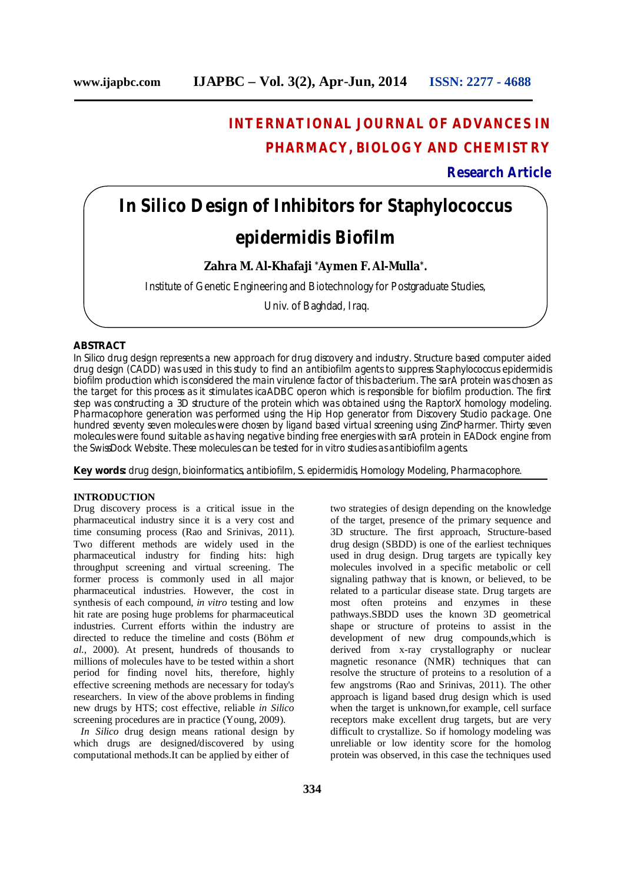# INTERNATIONAL JOURNAL OF ADVANCES IN PHARMACY, BIOLOGY AND CHEMISTRY

**Research Article**

# In Silico Design of Inhibitors for Staphylococcus epidermidis Biofilm

**Zahra M. Al-Khafaji \*Aymen F. Al-Mulla\*.**

Institute of Genetic Engineering and Biotechnology for Postgraduate Studies,

Univ. of Baghdad, Iraq.

## ABSTRACT

In Silico drug design represents a new approach for drug discovery and industry. Structure based computer aided drug design (CADD) was used in this study to find an antibiofilm agents to suppress Staphylococcus epidermidis biofilm production which is considered the main virulence factor of this bacterium. The sarA protein was chosen as the target for this process as it stimulates icaADBC operon which is responsible for biofilm production. The first step was constructing a 3D structure of the protein which was obtained using the RaptorX homology modeling. Pharmacophore generation was performed using the Hip Hop generator from Discovery Studio package. One hundred seventy seven molecules were chosen by ligand based virtual screening using ZincPharmer. Thirty seven molecules were found suitable as having negative binding free energies with sarA protein in EADock engine from the SwissDock Website. These molecules can be tested for in vitro studies as antibiofilm agents.

**Key words:** drug design, bioinformatics, antibiofilm, S. epidermidis, Homology Modeling, Pharmacophore.

## INTRODUCTION

Drug discovery process is a critical issue in the pharmaceutical industry since it is a very cost and time consuming process (Rao and Srinivas, 2011). Two different methods are widely used in the pharmaceutical industry for finding hits: high throughput screening and virtual screening. The former process is commonly used in all major pharmaceutical industries. However, the cost in synthesis of each compound, *in vitro* testing and low hit rate are posing huge problems for pharmaceutical industries. Current efforts within the industry are directed to reduce the timeline and costs (Böhm *et al*., 2000). At present, hundreds of thousands to millions of molecules have to be tested within a short period for finding novel hits, therefore, highly effective screening methods are necessary for today's researchers. In view of the above problems in finding new drugs by HTS; cost effective, reliable *in Silico* screening procedures are in practice (Young, 2009).

*In Silico* drug design means rational design by which drugs are designed/discovered by using computational methods.It can be applied by either of two strategies of design depending on the knowledge of the target, presence of the primary sequence and 3D structure. The first approach, Structure-based drug design (SBDD) is one of the earliest techniques used in drug design. Drug targets are typically key molecules involved in a specific metabolic or cell signaling pathway that is known, or believed, to be related to a particular disease state. Drug targets are most often proteins and enzymes in these pathways.SBDD uses the known 3D geometrical shape or structure of proteins to assist in the development of new drug compounds,which is derived from x-ray crystallography or nuclear magnetic resonance (NMR) techniques that can resolve the structure of proteins to a resolution of a few angstroms (Rao and Srinivas, 2011). The other approach is ligand based drug design which is used when the target is unknown,for example, cell surface receptors make excellent drug targets, but are very difficult to crystallize. So if homology modeling was unreliable or low identity score for the homolog protein was observed, in this case the techniques used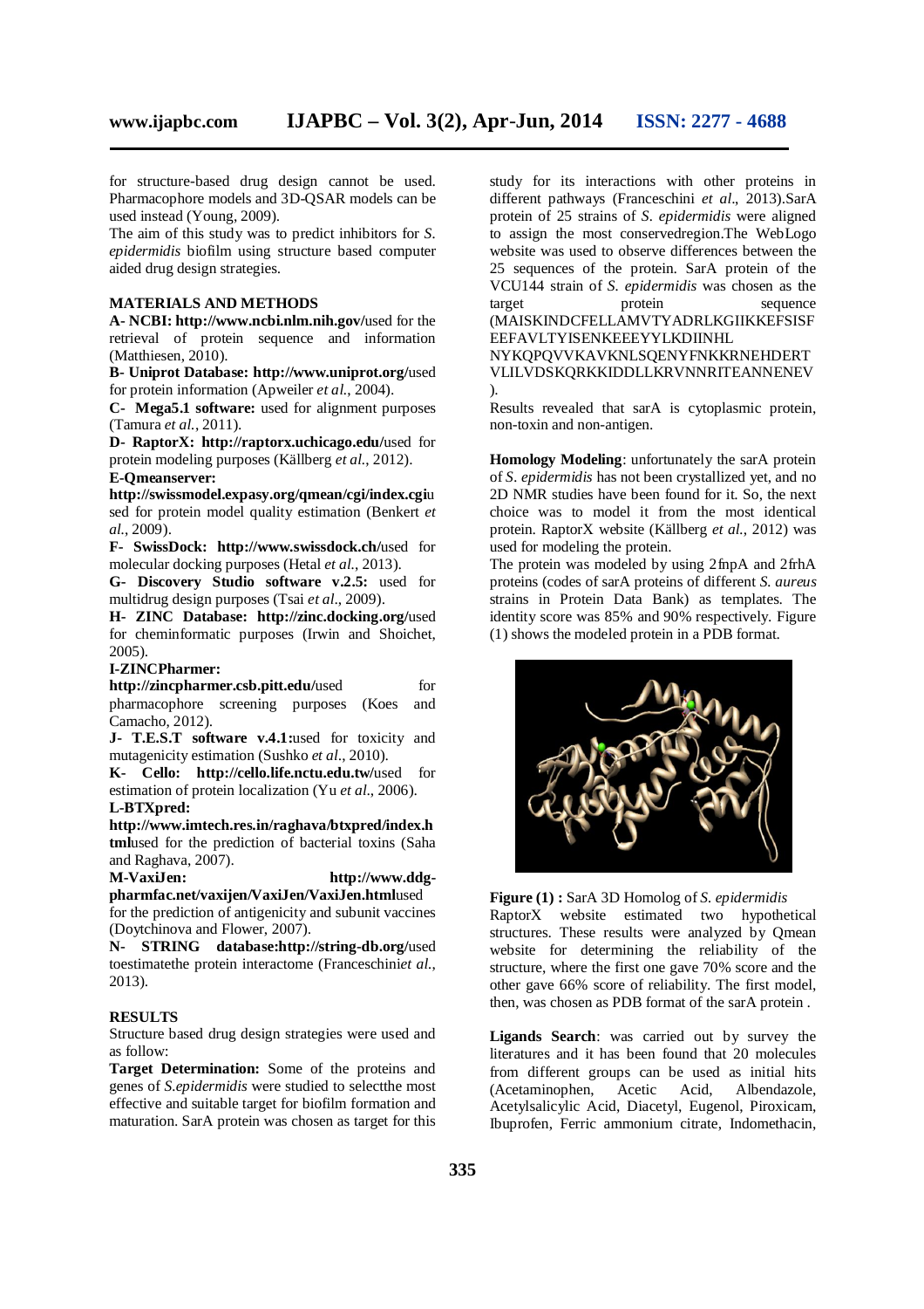for structure-based drug design cannot be used. Pharmacophore models and 3D-QSAR models can be used instead (Young, 2009).

The aim of this study was to predict inhibitors for *S. epidermidis* biofilm using structure based computer aided drug design strategies.

## MATERIALS AND METHODS

**A- NCBI: http://www.ncbi.nlm.nih.gov/**used for the retrieval of protein sequence and information (Matthiesen, 2010).

**B- Uniprot Database: http://www.uniprot.org/**used for protein information (Apweiler *et al.*, 2004).

**C- Mega5.1 software:** used for alignment purposes (Tamura *et al.*, 2011).

**D- RaptorX: http://raptorx.uchicago.edu/**used for protein modeling purposes (Källberg *et al.*, 2012).

**E-Qmeanserver:**
**http://swissmodel.expasy.org/qmean/cgi/index.cgi**used for protein model quality estimation (Benkert *et al.*, 2009).

**F- SwissDock: http://www.swissdock.ch/**used for molecular docking purposes (Hetal *et al.*, 2013).

**G- Discovery Studio software v.2.5:** used for multidrug design purposes (Tsai *et al*., 2009).

**H- ZINC Database: http://zinc.docking.org/**used for cheminformatic purposes (Irwin and Shoichet, 2005).

**I-ZINCPharmer:**
**http://zincpharmer.csb.pitt.edu/**used for pharmacophore screening purposes (Koes and Camacho, 2012).

**J- T.E.S.T software v.4.1:**used for toxicity and mutagenicity estimation (Sushko *et al*., 2010).

**K- Cello: http://cello.life.nctu.edu.tw/**used for estimation of protein localization (Yu *et al*., 2006).

**L-BTXpred:**
**http://www.imtech.res.in/raghava/btxpred/index.html**used for the prediction of bacterial toxins (Saha and Raghava, 2007).

**M-VaxiJen: http://www.ddg-pharmfac.net/vaxijen/VaxiJen/VaxiJen.html**used for the prediction of antigenicity and subunit vaccines (Doytchinova and Flower, 2007).

**N- STRING database:http://string-db.org/**used toestimatethe protein interactome (Franceschini*et al.*, 2013).

## RESULTS

Structure based drug design strategies were used and as follow:

**Target Determination:** Some of the proteins and genes of *S.epidermidis* were studied to selectthe most effective and suitable target for biofilm formation and maturation. SarA protein was chosen as target for this study for its interactions with other proteins in different pathways (Franceschini *et al*., 2013).SarA protein of 25 strains of *S. epidermidis* were aligned to assign the most conservedregion.The WebLogo website was used to observe differences between the 25 sequences of the protein. SarA protein of the VCU144 strain of *S. epidermidis* was chosen as the target protein sequence (MAISKINDCFELLAMVTYADRLKGIIKKEFSISFEEFAVLTYISENKEEEYYLKDIINHL NYKQPQVVKAVKNLSQENYFNKKRNEHDERTVLILVDSKQRKKIDDLLKRVNNRITEANNENEV).

Results revealed that sarA is cytoplasmic protein, non-toxin and non-antigen.

**Homology Modeling**: unfortunately the sarA protein of *S. epidermidis* has not been crystallized yet, and no 2D NMR studies have been found for it. So, the next choice was to model it from the most identical protein. RaptorX website (Källberg *et al.*, 2012) was used for modeling the protein.

The protein was modeled by using 2fnpA and 2frhA proteins (codes of sarA proteins of different *S. aureus* strains in Protein Data Bank) as templates. The identity score was 85% and 90% respectively. Figure (1) shows the modeled protein in a PDB format.

**Figure (1) :** SarA 3D Homolog of *S. epidermidis*

RaptorX website estimated two hypothetical structures. These results were analyzed by Qmean website for determining the reliability of the structure, where the first one gave 70% score and the other gave 66% score of reliability. The first model, then, was chosen as PDB format of the sarA protein .

**Ligands Search**: was carried out by survey the literatures and it has been found that 20 molecules from different groups can be used as initial hits (Acetaminophen, Acetic Acid, Albendazole, Acetylsalicylic Acid, Diacetyl, Eugenol, Piroxicam, Ibuprofen, Ferric ammonium citrate, Indomethacin,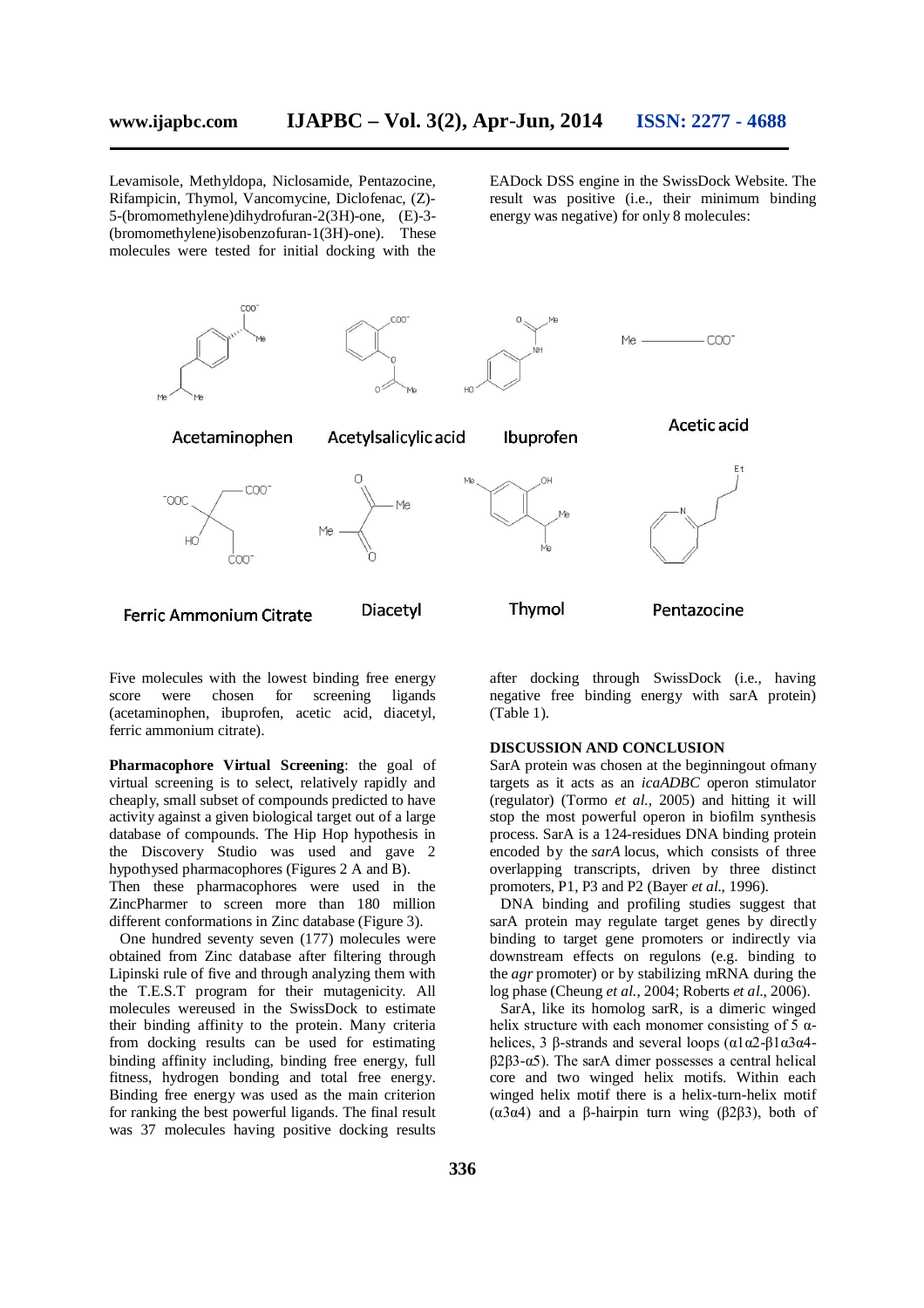Levamisole, Methyldopa, Niclosamide, Pentazocine, Rifampicin, Thymol, Vancomycine, Diclofenac, (Z)-5-(bromomethylene)dihydrofuran-2(3H)-one, (E)-3-(bromomethylene)isobenzofuran-1(3H)-one). These molecules were tested for initial docking with the EADock DSS engine in the SwissDock Website. The result was positive (i.e., their minimum binding energy was negative) for only 8 molecules:

Acetaminophen | Acetylsalicylic acid | Ibuprofen | Acetic acid

Ferric Ammonium Citrate | Diacetyl | Thymol | Pentazocine

Five molecules with the lowest binding free energy score were chosen for screening ligands (acetaminophen, ibuprofen, acetic acid, diacetyl, ferric ammonium citrate).

**Pharmacophore Virtual Screening**: the goal of virtual screening is to select, relatively rapidly and cheaply, small subset of compounds predicted to have activity against a given biological target out of a large database of compounds. The Hip Hop hypothesis in the Discovery Studio was used and gave 2 hypothysed pharmacophores (Figures 2 A and B).
Then these pharmacophores were used in the ZincPharmer to screen more than 180 million different conformations in Zinc database (Figure 3).

One hundred seventy seven (177) molecules were obtained from Zinc database after filtering through Lipinski rule of five and through analyzing them with the T.E.S.T program for their mutagenicity. All molecules wereused in the SwissDock to estimate their binding affinity to the protein. Many criteria from docking results can be used for estimating binding affinity including, binding free energy, full fitness, hydrogen bonding and total free energy. Binding free energy was used as the main criterion for ranking the best powerful ligands. The final result was 37 molecules having positive docking results after docking through SwissDock (i.e., having negative free binding energy with sarA protein) (Table 1).

**DISCUSSION AND CONCLUSION**

SarA protein was chosen at the beginningout ofmany targets as it acts as an *icaADBC* operon stimulator (regulator) (Tormo *et al.*, 2005) and hitting it will stop the most powerful operon in biofilm synthesis process. SarA is a 124-residues DNA binding protein encoded by the *sarA* locus, which consists of three overlapping transcripts, driven by three distinct promoters, P1, P3 and P2 (Bayer *et al*., 1996).

DNA binding and profiling studies suggest that sarA protein may regulate target genes by directly binding to target gene promoters or indirectly via downstream effects on regulons (e.g. binding to the *agr* promoter) or by stabilizing mRNA during the log phase (Cheung *et al.*, 2004; Roberts *et al*., 2006).

SarA, like its homolog sarR, is a dimeric winged helix structure with each monomer consisting of 5 α-helices, 3 β-strands and several loops (α1α2-β1α3α4-β2β3-α5). The sarA dimer possesses a central helical core and two winged helix motifs. Within each winged helix motif there is a helix-turn-helix motif (α3α4) and a β-hairpin turn wing (β2β3), both of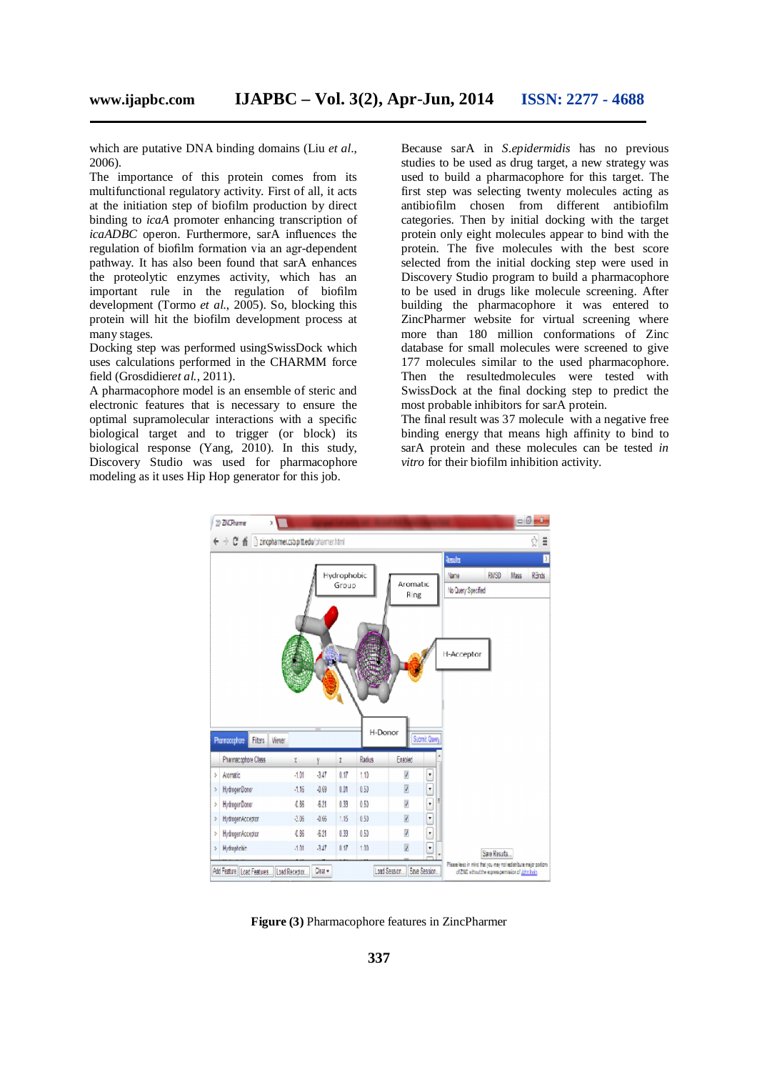which are putative DNA binding domains (Liu *et al*., 2006).
The importance of this protein comes from its multifunctional regulatory activity. First of all, it acts at the initiation step of biofilm production by direct binding to *icaA* promoter enhancing transcription of *icaADBC* operon. Furthermore, sarA influences the regulation of biofilm formation via an agr-dependent pathway. It has also been found that sarA enhances the proteolytic enzymes activity, which has an important rule in the regulation of biofilm development (Tormo *et al.*, 2005). So, blocking this protein will hit the biofilm development process at many stages.
Docking step was performed usingSwissDock which uses calculations performed in the CHARMM force field (Grosdidier*et al.*, 2011).
A pharmacophore model is an ensemble of steric and electronic features that is necessary to ensure the optimal supramolecular interactions with a specific biological target and to trigger (or block) its biological response (Yang, 2010). In this study, Discovery Studio was used for pharmacophore modeling as it uses Hip Hop generator for this job.

Because sarA in *S.epidermidis* has no previous studies to be used as drug target, a new strategy was used to build a pharmacophore for this target. The first step was selecting twenty molecules acting as antibiofilm chosen from different antibiofilm categories. Then by initial docking with the target protein only eight molecules appear to bind with the protein. The five molecules with the best score selected from the initial docking step were used in Discovery Studio program to build a pharmacophore to be used in drugs like molecule screening. After building the pharmacophore it was entered to ZincPharmer website for virtual screening where more than 180 million conformations of Zinc database for small molecules were screened to give 177 molecules similar to the used pharmacophore. Then the resultedmolecules were tested with SwissDock at the final docking step to predict the most probable inhibitors for sarA protein.
The final result was 37 molecule with a negative free binding energy that means high affinity to bind to sarA protein and these molecules can be tested *in vitro* for their biofilm inhibition activity.

**Figure (3)** Pharmacophore features in ZincPharmer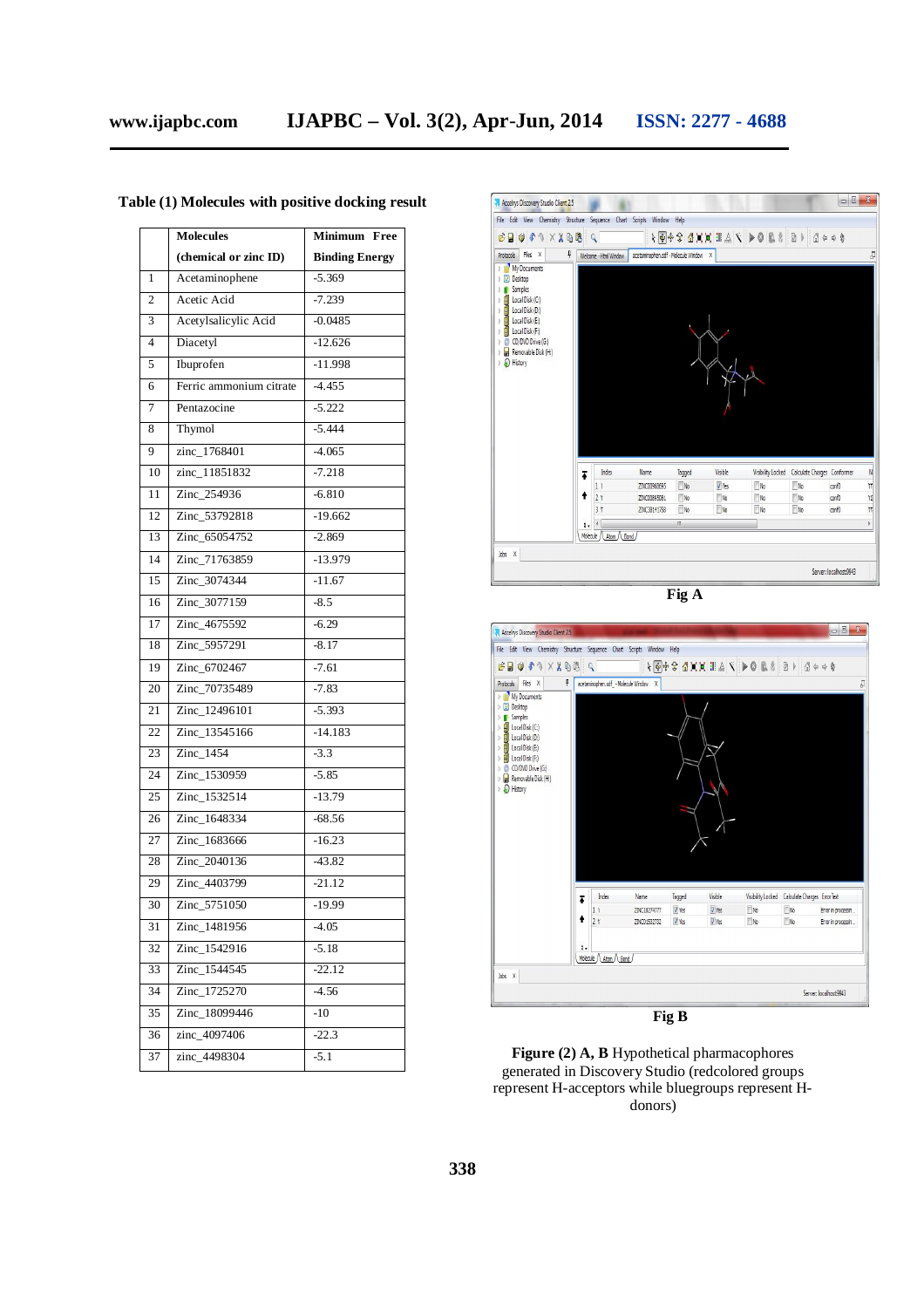**Table (1) Molecules with positive docking result**

| | Molecules (chemical or zinc ID) | Minimum Free Binding Energy |
|---|---|---|
| 1 | Acetaminophene | -5.369 |
| 2 | Acetic Acid | -7.239 |
| 3 | Acetylsalicylic Acid | -0.0485 |
| 4 | Diacetyl | -12.626 |
| 5 | Ibuprofen | -11.998 |
| 6 | Ferric ammonium citrate | -4.455 |
| 7 | Pentazocine | -5.222 |
| 8 | Thymol | -5.444 |
| 9 | zinc_1768401 | -4.065 |
| 10 | zinc_11851832 | -7.218 |
| 11 | Zinc_254936 | -6.810 |
| 12 | Zinc_53792818 | -19.662 |
| 13 | Zinc_65054752 | -2.869 |
| 14 | Zinc_71763859 | -13.979 |
| 15 | Zinc_3074344 | -11.67 |
| 16 | Zinc_3077159 | -8.5 |
| 17 | Zinc_4675592 | -6.29 |
| 18 | Zinc_5957291 | -8.17 |
| 19 | Zinc_6702467 | -7.61 |
| 20 | Zinc_70735489 | -7.83 |
| 21 | Zinc_12496101 | -5.393 |
| 22 | Zinc_13545166 | -14.183 |
| 23 | Zinc_1454 | -3.3 |
| 24 | Zinc_1530959 | -5.85 |
| 25 | Zinc_1532514 | -13.79 |
| 26 | Zinc_1648334 | -68.56 |
| 27 | Zinc_1683666 | -16.23 |
| 28 | Zinc_2040136 | -43.82 |
| 29 | Zinc_4403799 | -21.12 |
| 30 | Zinc_5751050 | -19.99 |
| 31 | Zinc_1481956 | -4.05 |
| 32 | Zinc_1542916 | -5.18 |
| 33 | Zinc_1544545 | -22.12 |
| 34 | Zinc_1725270 | -4.56 |
| 35 | Zinc_18099446 | -10 |
| 36 | zinc_4097406 | -22.3 |
| 37 | zinc_4498304 | -5.1 |

**Fig A**

**Fig B**

**Figure (2) A, B** Hypothetical pharmacophores generated in Discovery Studio (redcolored groups represent H-acceptors while bluegroups represent H-donors)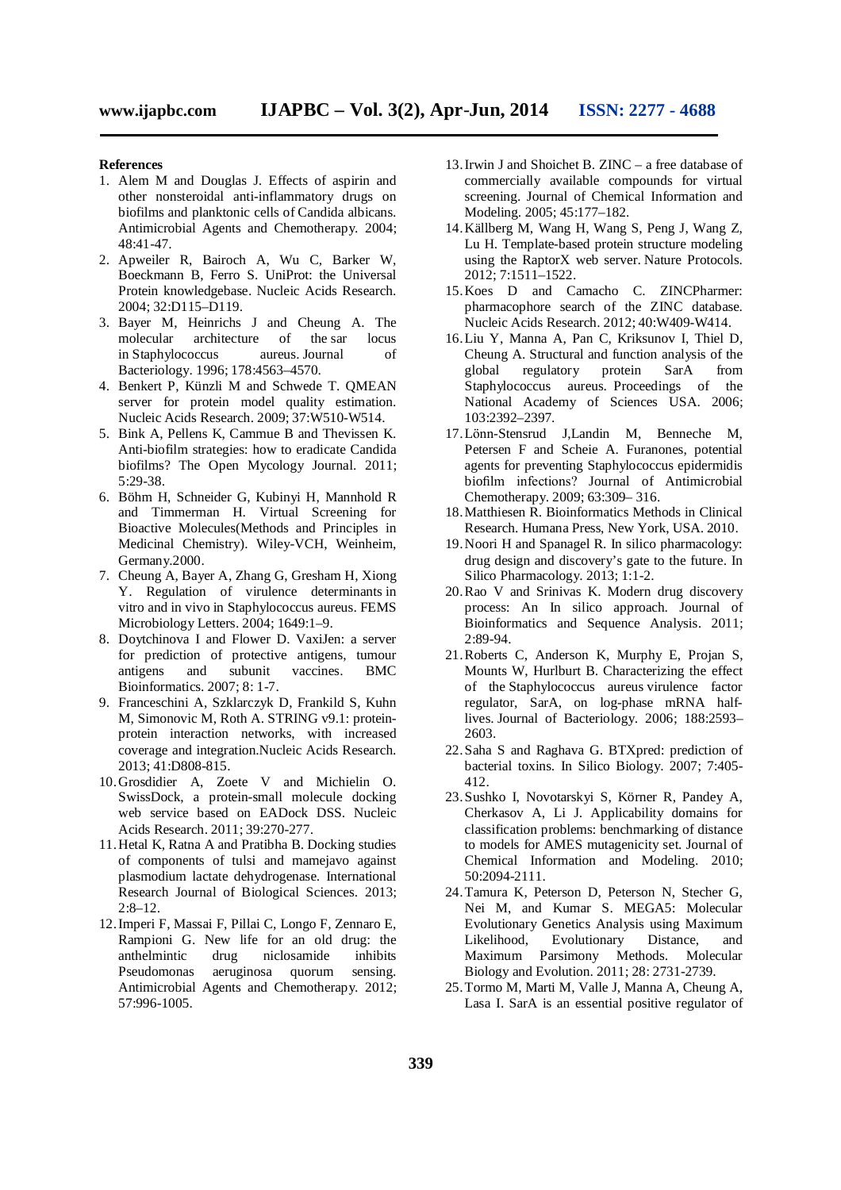**References**

1. Alem M and Douglas J. Effects of aspirin and other nonsteroidal anti-inflammatory drugs on biofilms and planktonic cells of Candida albicans. Antimicrobial Agents and Chemotherapy. 2004; 48:41-47.
2. Apweiler R, Bairoch A, Wu C, Barker W, Boeckmann B, Ferro S. UniProt: the Universal Protein knowledgebase. Nucleic Acids Research. 2004; 32:D115–D119.
3. Bayer M, Heinrichs J and Cheung A. The molecular architecture of the sar locus in Staphylococcus aureus. Journal of Bacteriology. 1996; 178:4563–4570.
4. Benkert P, Künzli M and Schwede T. QMEAN server for protein model quality estimation. Nucleic Acids Research. 2009; 37:W510-W514.
5. Bink A, Pellens K, Cammue B and Thevissen K. Anti-biofilm strategies: how to eradicate Candida biofilms? The Open Mycology Journal. 2011; 5:29-38.
6. Böhm H, Schneider G, Kubinyi H, Mannhold R and Timmerman H. Virtual Screening for Bioactive Molecules(Methods and Principles in Medicinal Chemistry). Wiley-VCH, Weinheim, Germany.2000.
7. Cheung A, Bayer A, Zhang G, Gresham H, Xiong Y. Regulation of virulence determinants in vitro and in vivo in Staphylococcus aureus. FEMS Microbiology Letters. 2004; 1649:1–9.
8. Doytchinova I and Flower D. VaxiJen: a server for prediction of protective antigens, tumour antigens and subunit vaccines. BMC Bioinformatics. 2007; 8: 1-7.
9. Franceschini A, Szklarczyk D, Frankild S, Kuhn M, Simonovic M, Roth A. STRING v9.1: protein-protein interaction networks, with increased coverage and integration.Nucleic Acids Research. 2013; 41:D808-815.
10. Grosdidier A, Zoete V and Michielin O. SwissDock, a protein-small molecule docking web service based on EADock DSS. Nucleic Acids Research. 2011; 39:270-277.
11. Hetal K, Ratna A and Pratibha B. Docking studies of components of tulsi and mamejavo against plasmodium lactate dehydrogenase. International Research Journal of Biological Sciences. 2013; 2:8–12.
12. Imperi F, Massai F, Pillai C, Longo F, Zennaro E, Rampioni G. New life for an old drug: the anthelmintic drug niclosamide inhibits Pseudomonas aeruginosa quorum sensing. Antimicrobial Agents and Chemotherapy. 2012; 57:996-1005.
13. Irwin J and Shoichet B. ZINC – a free database of commercially available compounds for virtual screening. Journal of Chemical Information and Modeling. 2005; 45:177–182.
14. Källberg M, Wang H, Wang S, Peng J, Wang Z, Lu H. Template-based protein structure modeling using the RaptorX web server. Nature Protocols. 2012; 7:1511–1522.
15. Koes D and Camacho C. ZINCPharmer: pharmacophore search of the ZINC database. Nucleic Acids Research. 2012; 40:W409-W414.
16. Liu Y, Manna A, Pan C, Kriksunov I, Thiel D, Cheung A. Structural and function analysis of the global regulatory protein SarA from Staphylococcus aureus. Proceedings of the National Academy of Sciences USA. 2006; 103:2392–2397.
17. Lönn-Stensrud J,Landin M, Benneche M, Petersen F and Scheie A. Furanones, potential agents for preventing Staphylococcus epidermidis biofilm infections? Journal of Antimicrobial Chemotherapy. 2009; 63:309– 316.
18. Matthiesen R. Bioinformatics Methods in Clinical Research. Humana Press, New York, USA. 2010.
19. Noori H and Spanagel R. In silico pharmacology: drug design and discovery's gate to the future. In Silico Pharmacology. 2013; 1:1-2.
20. Rao V and Srinivas K. Modern drug discovery process: An In silico approach. Journal of Bioinformatics and Sequence Analysis. 2011; 2:89-94.
21. Roberts C, Anderson K, Murphy E, Projan S, Mounts W, Hurlburt B. Characterizing the effect of the Staphylococcus aureus virulence factor regulator, SarA, on log-phase mRNA half-lives. Journal of Bacteriology. 2006; 188:2593–2603.
22. Saha S and Raghava G. BTXpred: prediction of bacterial toxins. In Silico Biology. 2007; 7:405-412.
23. Sushko I, Novotarskyi S, Körner R, Pandey A, Cherkasov A, Li J. Applicability domains for classification problems: benchmarking of distance to models for AMES mutagenicity set. Journal of Chemical Information and Modeling. 2010; 50:2094-2111.
24. Tamura K, Peterson D, Peterson N, Stecher G, Nei M, and Kumar S. MEGA5: Molecular Evolutionary Genetics Analysis using Maximum Likelihood, Evolutionary Distance, and Maximum Parsimony Methods. Molecular Biology and Evolution. 2011; 28: 2731-2739.
25. Tormo M, Marti M, Valle J, Manna A, Cheung A, Lasa I. SarA is an essential positive regulator of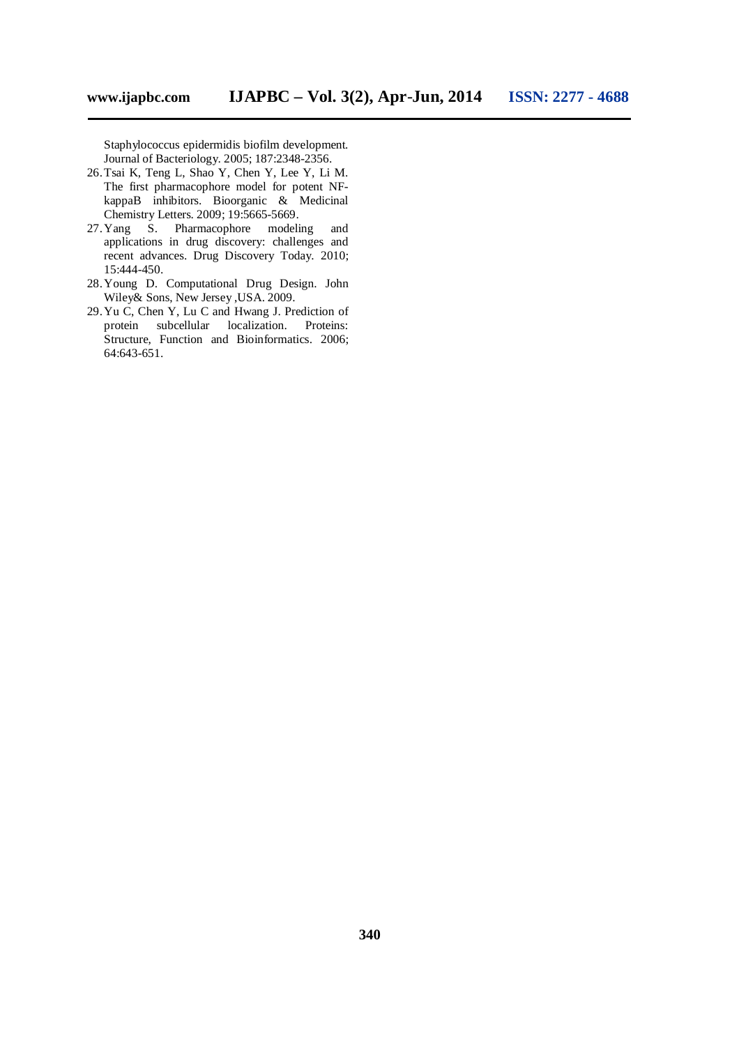Staphylococcus epidermidis biofilm development. Journal of Bacteriology. 2005; 187:2348-2356.

26. Tsai K, Teng L, Shao Y, Chen Y, Lee Y, Li M. The first pharmacophore model for potent NF-kappaB inhibitors. Bioorganic & Medicinal Chemistry Letters. 2009; 19:5665-5669.
27. Yang S. Pharmacophore modeling and applications in drug discovery: challenges and recent advances. Drug Discovery Today. 2010; 15:444-450.
28. Young D. Computational Drug Design. John Wiley& Sons, New Jersey ,USA. 2009.
29. Yu C, Chen Y, Lu C and Hwang J. Prediction of protein subcellular localization. Proteins: Structure, Function and Bioinformatics. 2006; 64:643-651.